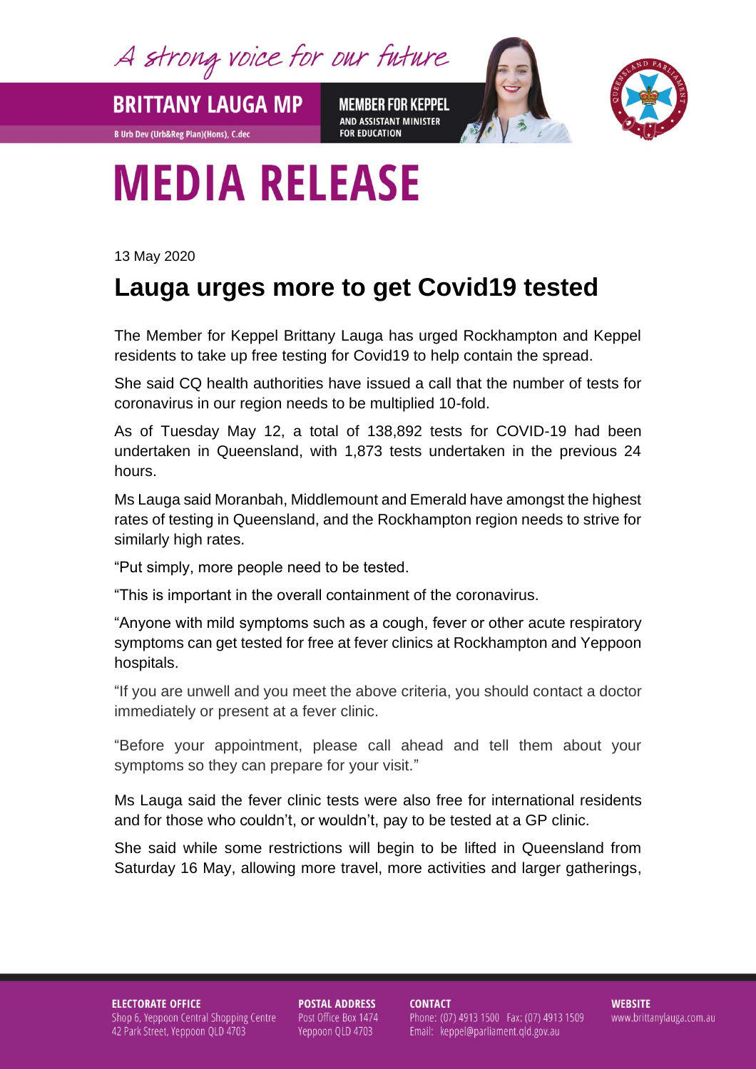A strong voice for our future

**BRITTANY LAUGA MP**

B Urb Dev (Urb&Reg Plan)(Hons), C.dec

**MEMBER FOR KEPPEL**
AND ASSISTANT MINISTER FOR EDUCATION

# MEDIA RELEASE

13 May 2020

## Lauga urges more to get Covid19 tested

The Member for Keppel Brittany Lauga has urged Rockhampton and Keppel residents to take up free testing for Covid19 to help contain the spread.

She said CQ health authorities have issued a call that the number of tests for coronavirus in our region needs to be multiplied 10-fold.

As of Tuesday May 12, a total of 138,892 tests for COVID-19 had been undertaken in Queensland, with 1,873 tests undertaken in the previous 24 hours.

Ms Lauga said Moranbah, Middlemount and Emerald have amongst the highest rates of testing in Queensland, and the Rockhampton region needs to strive for similarly high rates.

"Put simply, more people need to be tested.

"This is important in the overall containment of the coronavirus.

"Anyone with mild symptoms such as a cough, fever or other acute respiratory symptoms can get tested for free at fever clinics at Rockhampton and Yeppoon hospitals.

"If you are unwell and you meet the above criteria, you should contact a doctor immediately or present at a fever clinic.

"Before your appointment, please call ahead and tell them about your symptoms so they can prepare for your visit."

Ms Lauga said the fever clinic tests were also free for international residents and for those who couldn't, or wouldn't, pay to be tested at a GP clinic.

She said while some restrictions will begin to be lifted in Queensland from Saturday 16 May, allowing more travel, more activities and larger gatherings,

**ELECTORATE OFFICE**
Shop 6, Yeppoon Central Shopping Centre
42 Park Street, Yeppoon QLD 4703

**POSTAL ADDRESS**
Post Office Box 1474
Yeppoon QLD 4703

**CONTACT**
Phone: (07) 4913 1500 Fax: (07) 4913 1509
Email: keppel@parliament.qld.gov.au

**WEBSITE**
www.brittanylauga.com.au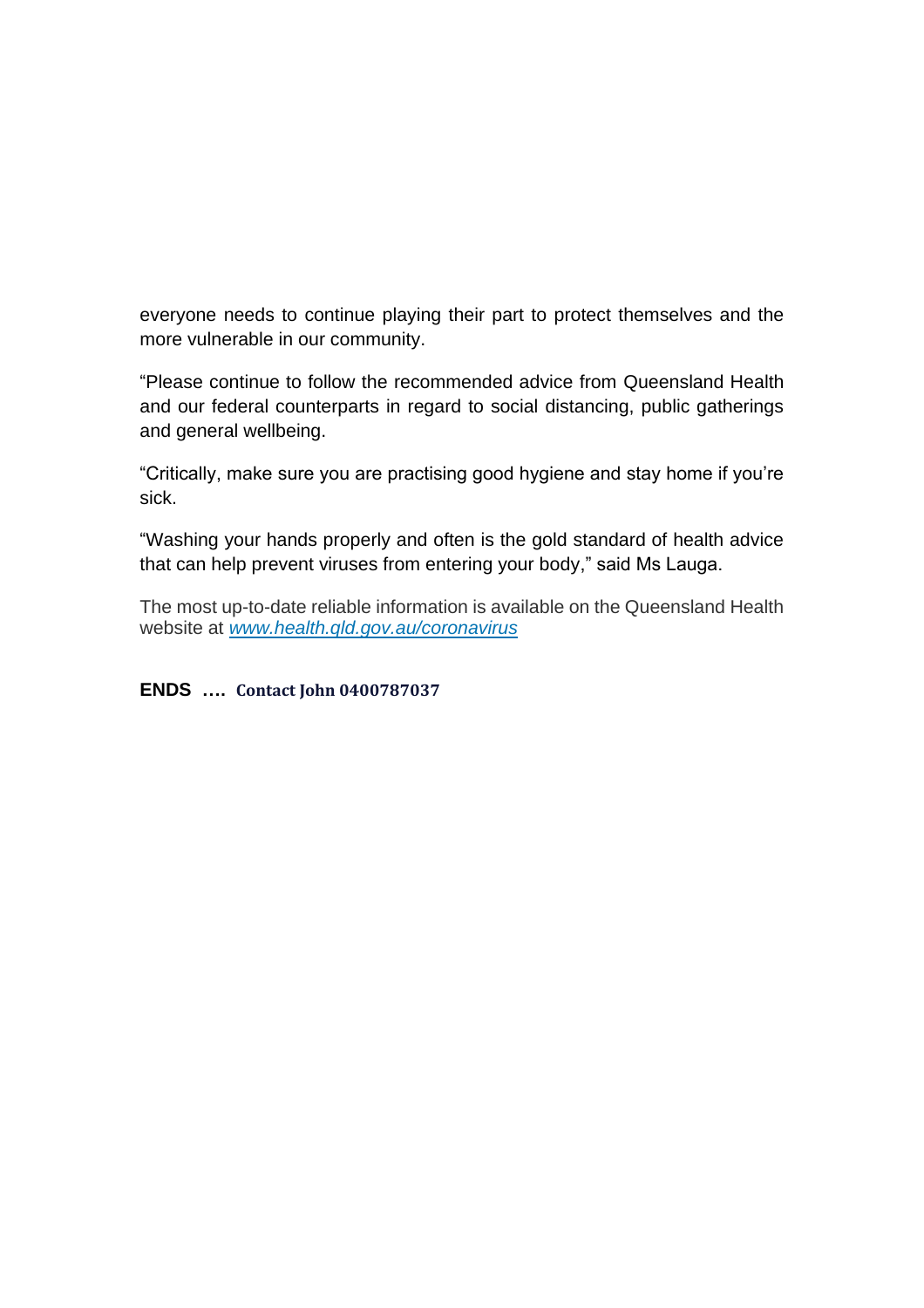everyone needs to continue playing their part to protect themselves and the more vulnerable in our community.

“Please continue to follow the recommended advice from Queensland Health and our federal counterparts in regard to social distancing, public gatherings and general wellbeing.

“Critically, make sure you are practising good hygiene and stay home if you’re sick.

“Washing your hands properly and often is the gold standard of health advice that can help prevent viruses from entering your body,” said Ms Lauga.

The most up-to-date reliable information is available on the Queensland Health website at *[www.health.qld.gov.au/coronavirus](http://www.health.qld.gov.au/coronavirus)*

**ENDS …. Contact John 0400787037**